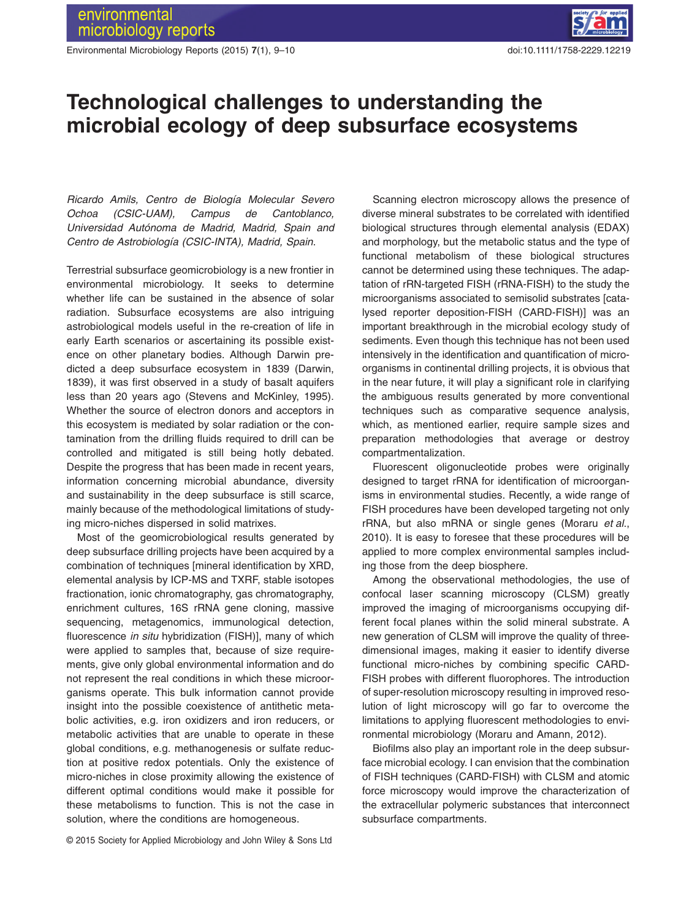# Technological challenges to understanding the microbial ecology of deep subsurface ecosystems

*Ricardo Amils, Centro de Biología Molecular Severo Ochoa (CSIC-UAM), Campus de Cantoblanco, Universidad Autónoma de Madrid, Madrid, Spain and Centro de Astrobiología (CSIC-INTA), Madrid, Spain.*

Terrestrial subsurface geomicrobiology is a new frontier in environmental microbiology. It seeks to determine whether life can be sustained in the absence of solar radiation. Subsurface ecosystems are also intriguing astrobiological models useful in the re-creation of life in early Earth scenarios or ascertaining its possible existence on other planetary bodies. Although Darwin predicted a deep subsurface ecosystem in 1839 (Darwin, 1839), it was first observed in a study of basalt aquifers less than 20 years ago (Stevens and McKinley, 1995). Whether the source of electron donors and acceptors in this ecosystem is mediated by solar radiation or the contamination from the drilling fluids required to drill can be controlled and mitigated is still being hotly debated. Despite the progress that has been made in recent years, information concerning microbial abundance, diversity and sustainability in the deep subsurface is still scarce, mainly because of the methodological limitations of studying micro-niches dispersed in solid matrixes.

Most of the geomicrobiological results generated by deep subsurface drilling projects have been acquired by a combination of techniques [mineral identification by XRD, elemental analysis by ICP-MS and TXRF, stable isotopes fractionation, ionic chromatography, gas chromatography, enrichment cultures, 16S rRNA gene cloning, massive sequencing, metagenomics, immunological detection, fluorescence *in situ* hybridization (FISH)], many of which were applied to samples that, because of size requirements, give only global environmental information and do not represent the real conditions in which these microorganisms operate. This bulk information cannot provide insight into the possible coexistence of antithetic metabolic activities, e.g. iron oxidizers and iron reducers, or metabolic activities that are unable to operate in these global conditions, e.g. methanogenesis or sulfate reduction at positive redox potentials. Only the existence of micro-niches in close proximity allowing the existence of different optimal conditions would make it possible for these metabolisms to function. This is not the case in solution, where the conditions are homogeneous.

Scanning electron microscopy allows the presence of diverse mineral substrates to be correlated with identified biological structures through elemental analysis (EDAX) and morphology, but the metabolic status and the type of functional metabolism of these biological structures cannot be determined using these techniques. The adaptation of rRN-targeted FISH (rRNA-FISH) to the study the microorganisms associated to semisolid substrates [catalysed reporter deposition-FISH (CARD-FISH)] was an important breakthrough in the microbial ecology study of sediments. Even though this technique has not been used intensively in the identification and quantification of microorganisms in continental drilling projects, it is obvious that in the near future, it will play a significant role in clarifying the ambiguous results generated by more conventional techniques such as comparative sequence analysis, which, as mentioned earlier, require sample sizes and preparation methodologies that average or destroy compartmentalization.

Fluorescent oligonucleotide probes were originally designed to target rRNA for identification of microorganisms in environmental studies. Recently, a wide range of FISH procedures have been developed targeting not only rRNA, but also mRNA or single genes (Moraru *et al.*, 2010). It is easy to foresee that these procedures will be applied to more complex environmental samples including those from the deep biosphere.

Among the observational methodologies, the use of confocal laser scanning microscopy (CLSM) greatly improved the imaging of microorganisms occupying different focal planes within the solid mineral substrate. A new generation of CLSM will improve the quality of three-dimensional images, making it easier to identify diverse functional micro-niches by combining specific CARD-FISH probes with different fluorophores. The introduction of super-resolution microscopy resulting in improved resolution of light microscopy will go far to overcome the limitations to applying fluorescent methodologies to environmental microbiology (Moraru and Amann, 2012).

Biofilms also play an important role in the deep subsurface microbial ecology. I can envision that the combination of FISH techniques (CARD-FISH) with CLSM and atomic force microscopy would improve the characterization of the extracellular polymeric substances that interconnect subsurface compartments.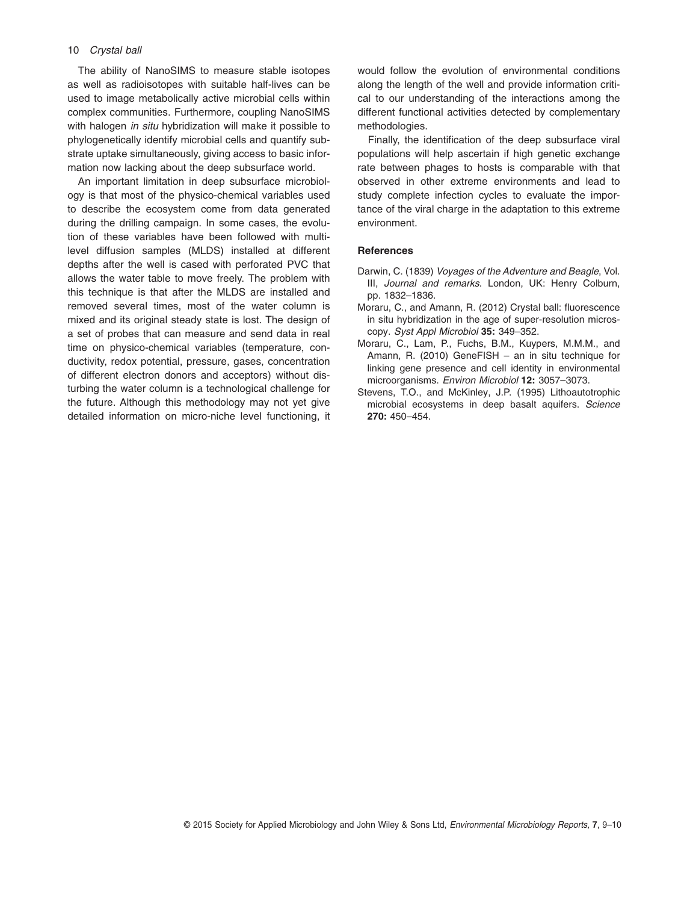The ability of NanoSIMS to measure stable isotopes as well as radioisotopes with suitable half-lives can be used to image metabolically active microbial cells within complex communities. Furthermore, coupling NanoSIMS with halogen *in situ* hybridization will make it possible to phylogenetically identify microbial cells and quantify substrate uptake simultaneously, giving access to basic information now lacking about the deep subsurface world.

An important limitation in deep subsurface microbiology is that most of the physico-chemical variables used to describe the ecosystem come from data generated during the drilling campaign. In some cases, the evolution of these variables have been followed with multilevel diffusion samples (MLDS) installed at different depths after the well is cased with perforated PVC that allows the water table to move freely. The problem with this technique is that after the MLDS are installed and removed several times, most of the water column is mixed and its original steady state is lost. The design of a set of probes that can measure and send data in real time on physico-chemical variables (temperature, conductivity, redox potential, pressure, gases, concentration of different electron donors and acceptors) without disturbing the water column is a technological challenge for the future. Although this methodology may not yet give detailed information on micro-niche level functioning, it would follow the evolution of environmental conditions along the length of the well and provide information critical to our understanding of the interactions among the different functional activities detected by complementary methodologies.

Finally, the identification of the deep subsurface viral populations will help ascertain if high genetic exchange rate between phages to hosts is comparable with that observed in other extreme environments and lead to study complete infection cycles to evaluate the importance of the viral charge in the adaptation to this extreme environment.

## References

Darwin, C. (1839) *Voyages of the Adventure and Beagle*, Vol. III, *Journal and remarks*. London, UK: Henry Colburn, pp. 1832–1836.

Moraru, C., and Amann, R. (2012) Crystal ball: fluorescence in situ hybridization in the age of super-resolution microscopy. *Syst Appl Microbiol* **35:** 349–352.

Moraru, C., Lam, P., Fuchs, B.M., Kuypers, M.M.M., and Amann, R. (2010) GeneFISH – an in situ technique for linking gene presence and cell identity in environmental microorganisms. *Environ Microbiol* **12:** 3057–3073.

Stevens, T.O., and McKinley, J.P. (1995) Lithoautotrophic microbial ecosystems in deep basalt aquifers. *Science* **270:** 450–454.